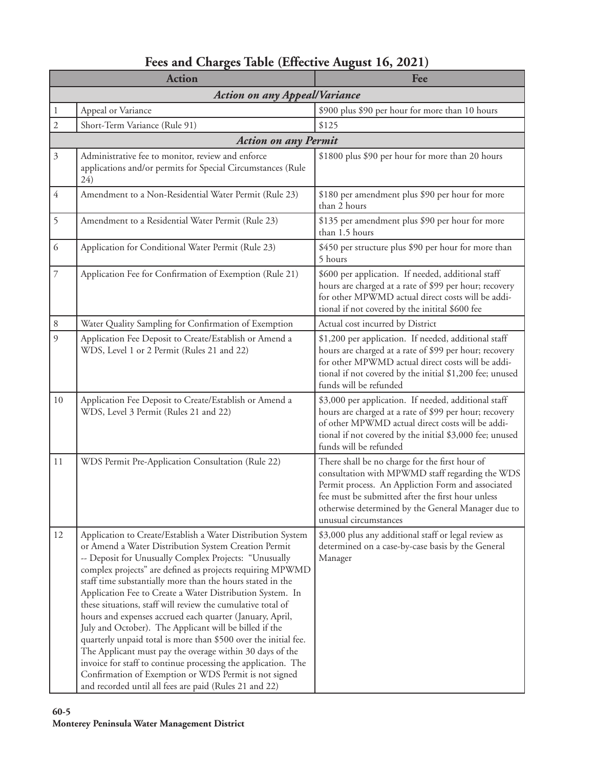# Fees and Charges Table (Effective August 16, 2021)

| | Action | Fee |
|---|---|---|
| | ***Action on any Appeal/Variance*** | |
| 1 | Appeal or Variance | $900 plus $90 per hour for more than 10 hours |
| 2 | Short-Term Variance (Rule 91) | $125 |
| | ***Action on any Permit*** | |
| 3 | Administrative fee to monitor, review and enforce applications and/or permits for Special Circumstances (Rule 24) | $1800 plus $90 per hour for more than 20 hours |
| 4 | Amendment to a Non-Residential Water Permit (Rule 23) | $180 per amendment plus $90 per hour for more than 2 hours |
| 5 | Amendment to a Residential Water Permit (Rule 23) | $135 per amendment plus $90 per hour for more than 1.5 hours |
| 6 | Application for Conditional Water Permit (Rule 23) | $450 per structure plus $90 per hour for more than 5 hours |
| 7 | Application Fee for Confirmation of Exemption (Rule 21) | $600 per application. If needed, additional staff hours are charged at a rate of $99 per hour; recovery for other MPWMD actual direct costs will be additional if not covered by the initital $600 fee |
| 8 | Water Quality Sampling for Confirmation of Exemption | Actual cost incurred by District |
| 9 | Application Fee Deposit to Create/Establish or Amend a WDS, Level 1 or 2 Permit (Rules 21 and 22) | $1,200 per application. If needed, additional staff hours are charged at a rate of $99 per hour; recovery for other MPWMD actual direct costs will be additional if not covered by the initial $1,200 fee; unused funds will be refunded |
| 10 | Application Fee Deposit to Create/Establish or Amend a WDS, Level 3 Permit (Rules 21 and 22) | $3,000 per application. If needed, additional staff hours are charged at a rate of $99 per hour; recovery of other MPWMD actual direct costs will be additional if not covered by the initial $3,000 fee; unused funds will be refunded |
| 11 | WDS Permit Pre-Application Consultation (Rule 22) | There shall be no charge for the first hour of consultation with MPWMD staff regarding the WDS Permit process. An Appliction Form and associated fee must be submitted after the first hour unless otherwise determined by the General Manager due to unusual circumstances |
| 12 | Application to Create/Establish a Water Distribution System or Amend a Water Distribution System Creation Permit -- Deposit for Unusually Complex Projects: "Unusually complex projects" are defined as projects requiring MPWMD staff time substantially more than the hours stated in the Application Fee to Create a Water Distribution System. In these situations, staff will review the cumulative total of hours and expenses accrued each quarter (January, April, July and October). The Applicant will be billed if the quarterly unpaid total is more than $500 over the initial fee. The Applicant must pay the overage within 30 days of the invoice for staff to continue processing the application. The Confirmation of Exemption or WDS Permit is not signed and recorded until all fees are paid (Rules 21 and 22) | $3,000 plus any additional staff or legal review as determined on a case-by-case basis by the General Manager |

60-5

**Monterey Peninsula Water Management District**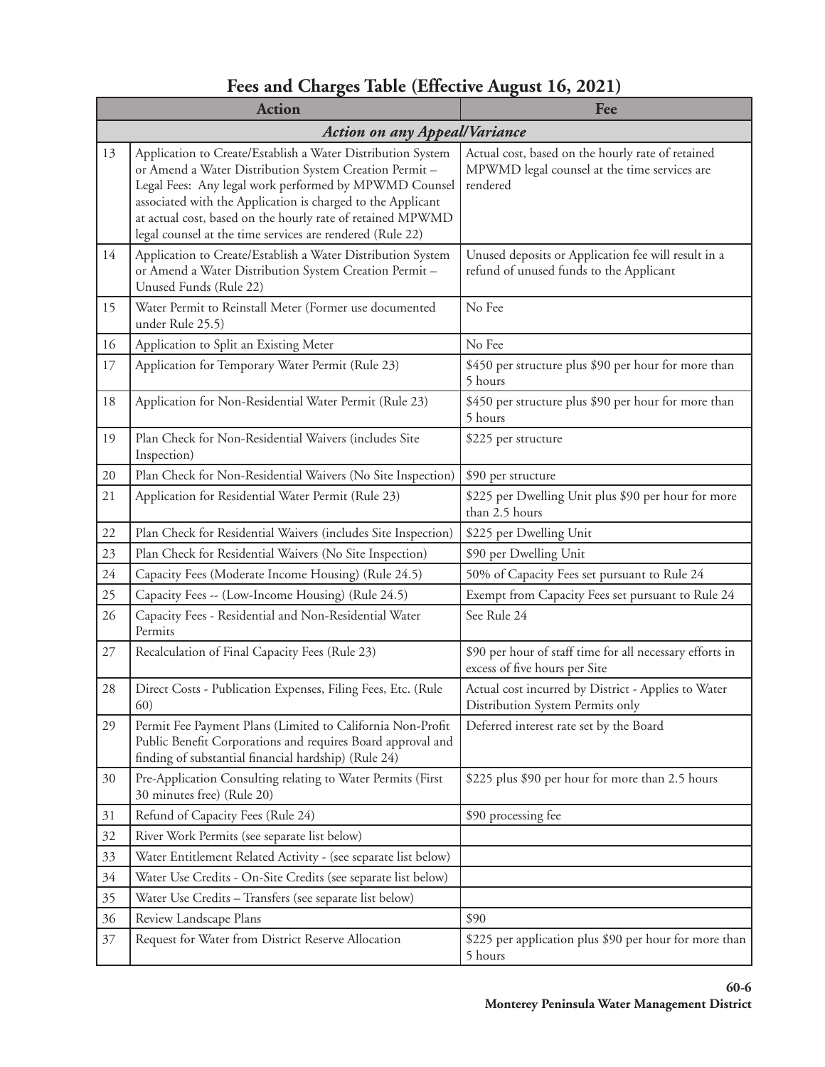## Fees and Charges Table (Effective August 16, 2021)

| | Action | Fee |
|---|---|---|
| | ***Action on any Appeal/Variance*** | |
| 13 | Application to Create/Establish a Water Distribution System or Amend a Water Distribution System Creation Permit – Legal Fees: Any legal work performed by MPWMD Counsel associated with the Application is charged to the Applicant at actual cost, based on the hourly rate of retained MPWMD legal counsel at the time services are rendered (Rule 22) | Actual cost, based on the hourly rate of retained MPWMD legal counsel at the time services are rendered |
| 14 | Application to Create/Establish a Water Distribution System or Amend a Water Distribution System Creation Permit – Unused Funds (Rule 22) | Unused deposits or Application fee will result in a refund of unused funds to the Applicant |
| 15 | Water Permit to Reinstall Meter (Former use documented under Rule 25.5) | No Fee |
| 16 | Application to Split an Existing Meter | No Fee |
| 17 | Application for Temporary Water Permit (Rule 23) | $450 per structure plus $90 per hour for more than 5 hours |
| 18 | Application for Non-Residential Water Permit (Rule 23) | $450 per structure plus $90 per hour for more than 5 hours |
| 19 | Plan Check for Non-Residential Waivers (includes Site Inspection) | $225 per structure |
| 20 | Plan Check for Non-Residential Waivers (No Site Inspection) | $90 per structure |
| 21 | Application for Residential Water Permit (Rule 23) | $225 per Dwelling Unit plus $90 per hour for more than 2.5 hours |
| 22 | Plan Check for Residential Waivers (includes Site Inspection) | $225 per Dwelling Unit |
| 23 | Plan Check for Residential Waivers (No Site Inspection) | $90 per Dwelling Unit |
| 24 | Capacity Fees (Moderate Income Housing) (Rule 24.5) | 50% of Capacity Fees set pursuant to Rule 24 |
| 25 | Capacity Fees -- (Low-Income Housing) (Rule 24.5) | Exempt from Capacity Fees set pursuant to Rule 24 |
| 26 | Capacity Fees - Residential and Non-Residential Water Permits | See Rule 24 |
| 27 | Recalculation of Final Capacity Fees (Rule 23) | $90 per hour of staff time for all necessary efforts in excess of five hours per Site |
| 28 | Direct Costs - Publication Expenses, Filing Fees, Etc. (Rule 60) | Actual cost incurred by District - Applies to Water Distribution System Permits only |
| 29 | Permit Fee Payment Plans (Limited to California Non-Profit Public Benefit Corporations and requires Board approval and finding of substantial financial hardship) (Rule 24) | Deferred interest rate set by the Board |
| 30 | Pre-Application Consulting relating to Water Permits (First 30 minutes free) (Rule 20) | $225 plus $90 per hour for more than 2.5 hours |
| 31 | Refund of Capacity Fees (Rule 24) | $90 processing fee |
| 32 | River Work Permits (see separate list below) | |
| 33 | Water Entitlement Related Activity - (see separate list below) | |
| 34 | Water Use Credits - On-Site Credits (see separate list below) | |
| 35 | Water Use Credits – Transfers (see separate list below) | |
| 36 | Review Landscape Plans | $90 |
| 37 | Request for Water from District Reserve Allocation | $225 per application plus $90 per hour for more than 5 hours |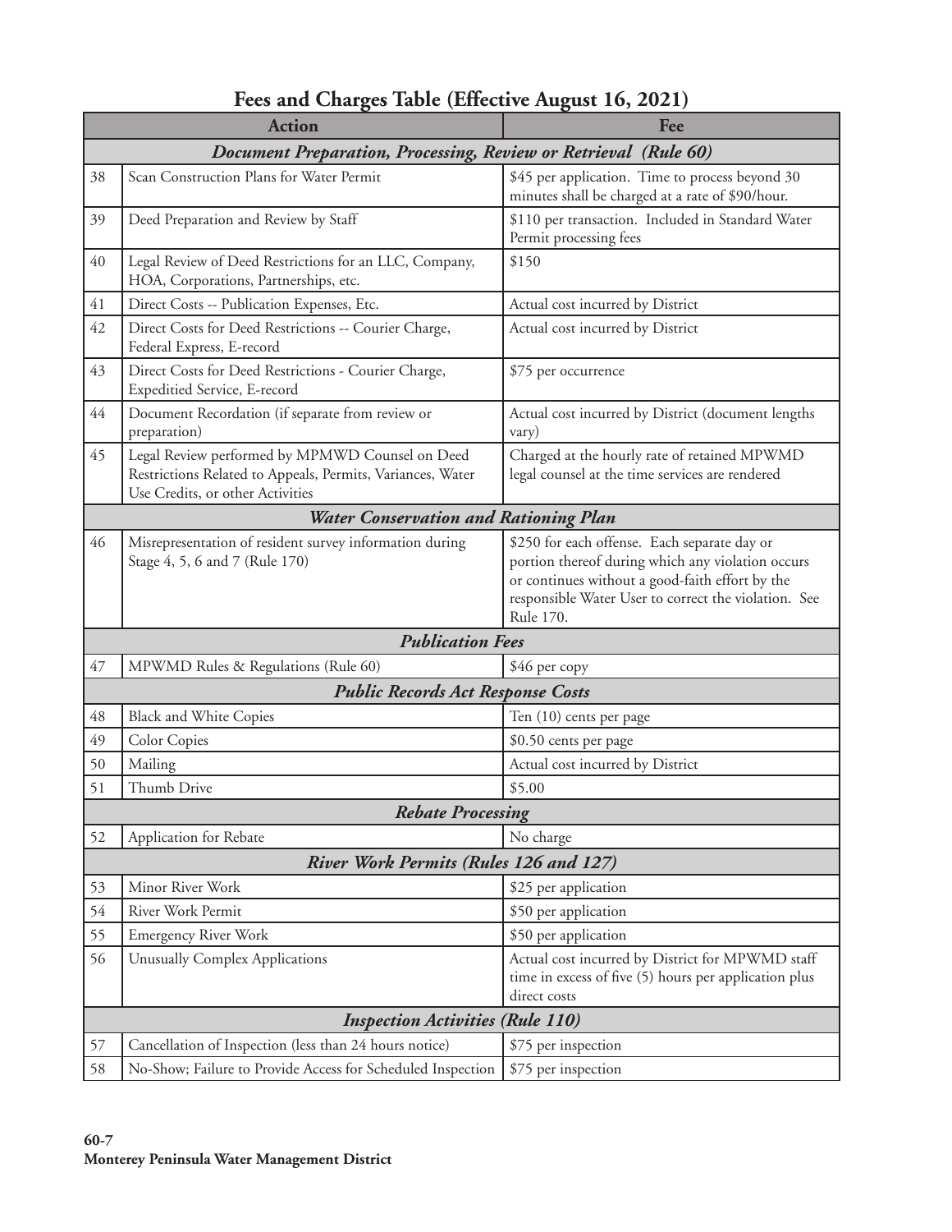## Fees and Charges Table (Effective August 16, 2021)

| | Action | Fee |
|---|---|---|
| | ***Document Preparation, Processing, Review or Retrieval (Rule 60)*** | |
| 38 | Scan Construction Plans for Water Permit | \$45 per application. Time to process beyond 30 minutes shall be charged at a rate of \$90/hour. |
| 39 | Deed Preparation and Review by Staff | \$110 per transaction. Included in Standard Water Permit processing fees |
| 40 | Legal Review of Deed Restrictions for an LLC, Company, HOA, Corporations, Partnerships, etc. | \$150 |
| 41 | Direct Costs -- Publication Expenses, Etc. | Actual cost incurred by District |
| 42 | Direct Costs for Deed Restrictions -- Courier Charge, Federal Express, E-record | Actual cost incurred by District |
| 43 | Direct Costs for Deed Restrictions - Courier Charge, Expeditied Service, E-record | \$75 per occurrence |
| 44 | Document Recordation (if separate from review or preparation) | Actual cost incurred by District (document lengths vary) |
| 45 | Legal Review performed by MPMWD Counsel on Deed Restrictions Related to Appeals, Permits, Variances, Water Use Credits, or other Activities | Charged at the hourly rate of retained MPWMD legal counsel at the time services are rendered |
| | ***Water Conservation and Rationing Plan*** | |
| 46 | Misrepresentation of resident survey information during Stage 4, 5, 6 and 7 (Rule 170) | \$250 for each offense. Each separate day or portion thereof during which any violation occurs or continues without a good-faith effort by the responsible Water User to correct the violation. See Rule 170. |
| | ***Publication Fees*** | |
| 47 | MPWMD Rules & Regulations (Rule 60) | \$46 per copy |
| | ***Public Records Act Response Costs*** | |
| 48 | Black and White Copies | Ten (10) cents per page |
| 49 | Color Copies | \$0.50 cents per page |
| 50 | Mailing | Actual cost incurred by District |
| 51 | Thumb Drive | \$5.00 |
| | ***Rebate Processing*** | |
| 52 | Application for Rebate | No charge |
| | ***River Work Permits (Rules 126 and 127)*** | |
| 53 | Minor River Work | \$25 per application |
| 54 | River Work Permit | \$50 per application |
| 55 | Emergency River Work | \$50 per application |
| 56 | Unusually Complex Applications | Actual cost incurred by District for MPWMD staff time in excess of five (5) hours per application plus direct costs |
| | ***Inspection Activities (Rule 110)*** | |
| 57 | Cancellation of Inspection (less than 24 hours notice) | \$75 per inspection |
| 58 | No-Show; Failure to Provide Access for Scheduled Inspection | \$75 per inspection |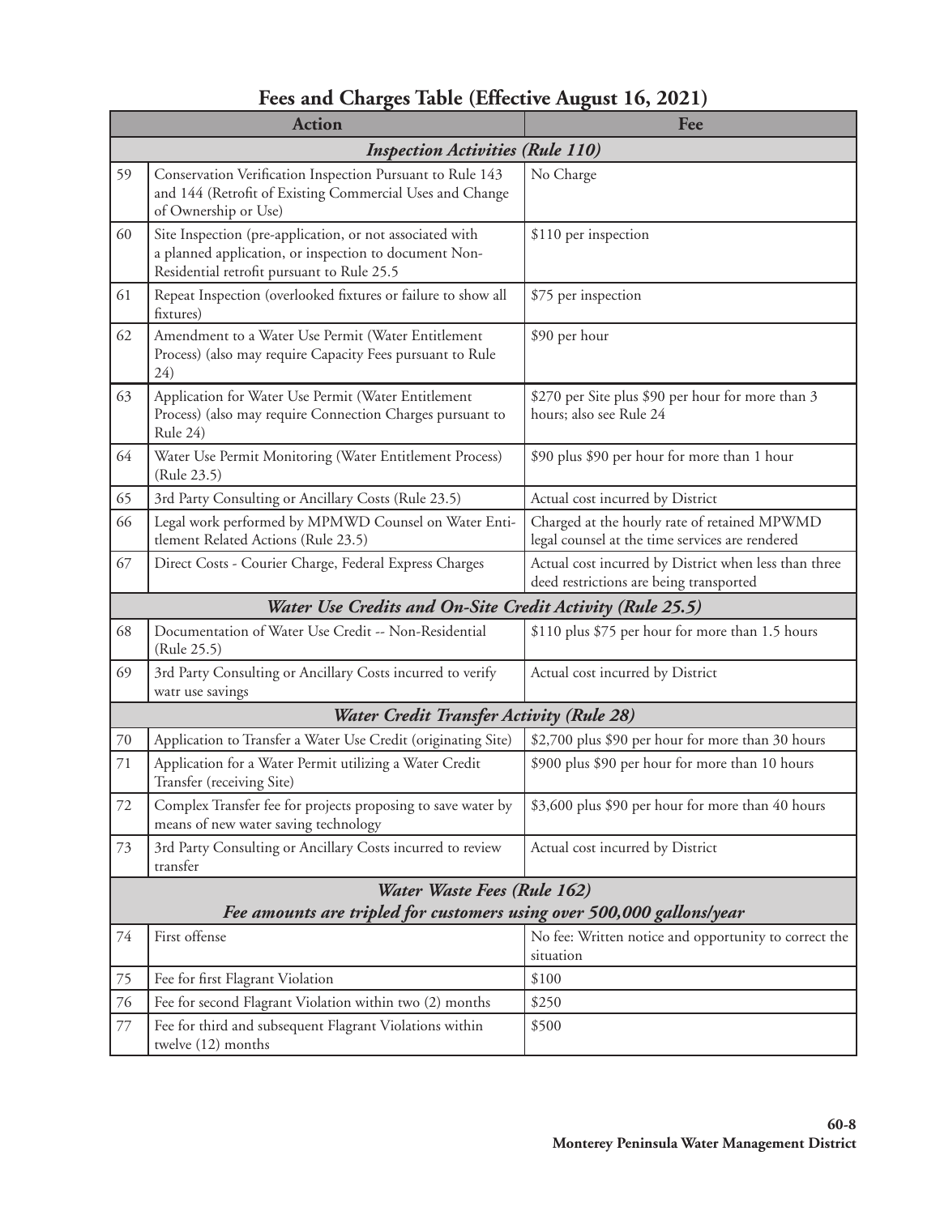## Fees and Charges Table (Effective August 16, 2021)

| | Action | Fee |
|---|---|---|
| | ***Inspection Activities (Rule 110)*** | |
| 59 | Conservation Verification Inspection Pursuant to Rule 143 and 144 (Retrofit of Existing Commercial Uses and Change of Ownership or Use) | No Charge |
| 60 | Site Inspection (pre-application, or not associated with a planned application, or inspection to document Non-Residential retrofit pursuant to Rule 25.5 | $110 per inspection |
| 61 | Repeat Inspection (overlooked fixtures or failure to show all fixtures) | $75 per inspection |
| 62 | Amendment to a Water Use Permit (Water Entitlement Process) (also may require Capacity Fees pursuant to Rule 24) | $90 per hour |
| 63 | Application for Water Use Permit (Water Entitlement Process) (also may require Connection Charges pursuant to Rule 24) | $270 per Site plus $90 per hour for more than 3 hours; also see Rule 24 |
| 64 | Water Use Permit Monitoring (Water Entitlement Process) (Rule 23.5) | $90 plus $90 per hour for more than 1 hour |
| 65 | 3rd Party Consulting or Ancillary Costs (Rule 23.5) | Actual cost incurred by District |
| 66 | Legal work performed by MPMWD Counsel on Water Entitlement Related Actions (Rule 23.5) | Charged at the hourly rate of retained MPWMD legal counsel at the time services are rendered |
| 67 | Direct Costs - Courier Charge, Federal Express Charges | Actual cost incurred by District when less than three deed restrictions are being transported |
| | ***Water Use Credits and On-Site Credit Activity (Rule 25.5)*** | |
| 68 | Documentation of Water Use Credit -- Non-Residential (Rule 25.5) | $110 plus $75 per hour for more than 1.5 hours |
| 69 | 3rd Party Consulting or Ancillary Costs incurred to verify watr use savings | Actual cost incurred by District |
| | ***Water Credit Transfer Activity (Rule 28)*** | |
| 70 | Application to Transfer a Water Use Credit (originating Site) | $2,700 plus $90 per hour for more than 30 hours |
| 71 | Application for a Water Permit utilizing a Water Credit Transfer (receiving Site) | $900 plus $90 per hour for more than 10 hours |
| 72 | Complex Transfer fee for projects proposing to save water by means of new water saving technology | $3,600 plus $90 per hour for more than 40 hours |
| 73 | 3rd Party Consulting or Ancillary Costs incurred to review transfer | Actual cost incurred by District |
| | ***Water Waste Fees (Rule 162)*** ***Fee amounts are tripled for customers using over 500,000 gallons/year*** | |
| 74 | First offense | No fee: Written notice and opportunity to correct the situation |
| 75 | Fee for first Flagrant Violation | $100 |
| 76 | Fee for second Flagrant Violation within two (2) months | $250 |
| 77 | Fee for third and subsequent Flagrant Violations within twelve (12) months | $500 |

**60-8**
**Monterey Peninsula Water Management District**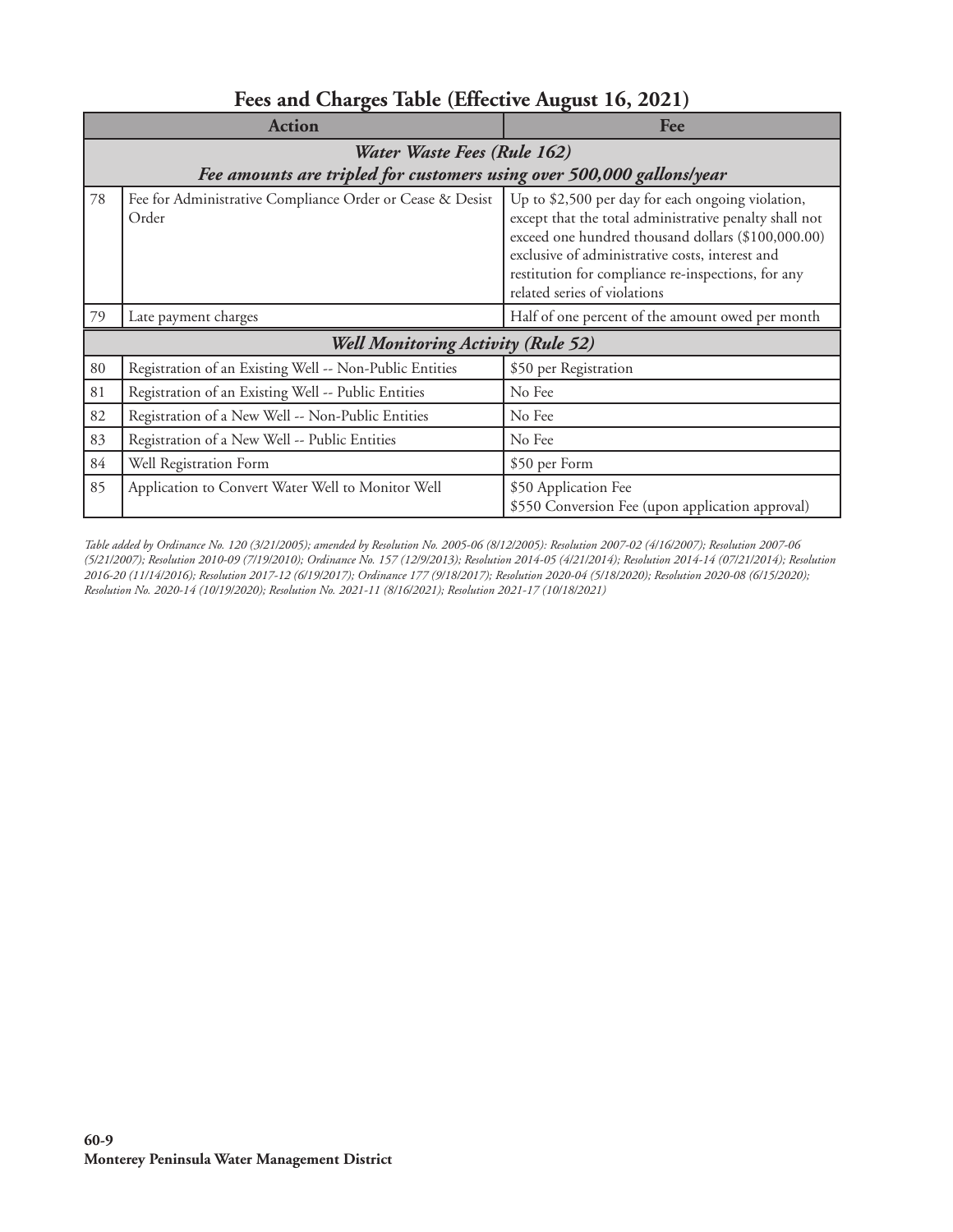## Fees and Charges Table (Effective August 16, 2021)

| | Action | Fee |
|---|---|---|
| | ***Water Waste Fees (Rule 162)*** ***Fee amounts are tripled for customers using over 500,000 gallons/year*** | |
| 78 | Fee for Administrative Compliance Order or Cease & Desist Order | Up to $2,500 per day for each ongoing violation, except that the total administrative penalty shall not exceed one hundred thousand dollars ($100,000.00) exclusive of administrative costs, interest and restitution for compliance re-inspections, for any related series of violations |
| 79 | Late payment charges | Half of one percent of the amount owed per month |
| | ***Well Monitoring Activity (Rule 52)*** | |
| 80 | Registration of an Existing Well -- Non-Public Entities | $50 per Registration |
| 81 | Registration of an Existing Well -- Public Entities | No Fee |
| 82 | Registration of a New Well -- Non-Public Entities | No Fee |
| 83 | Registration of a New Well -- Public Entities | No Fee |
| 84 | Well Registration Form | $50 per Form |
| 85 | Application to Convert Water Well to Monitor Well | $50 Application Fee<br>$550 Conversion Fee (upon application approval) |

*Table added by Ordinance No. 120 (3/21/2005); amended by Resolution No. 2005-06 (8/12/2005): Resolution 2007-02 (4/16/2007); Resolution 2007-06 (5/21/2007); Resolution 2010-09 (7/19/2010); Ordinance No. 157 (12/9/2013); Resolution 2014-05 (4/21/2014); Resolution 2014-14 (07/21/2014); Resolution 2016-20 (11/14/2016); Resolution 2017-12 (6/19/2017); Ordinance 177 (9/18/2017); Resolution 2020-04 (5/18/2020); Resolution 2020-08 (6/15/2020); Resolution No. 2020-14 (10/19/2020); Resolution No. 2021-11 (8/16/2021); Resolution 2021-17 (10/18/2021)*